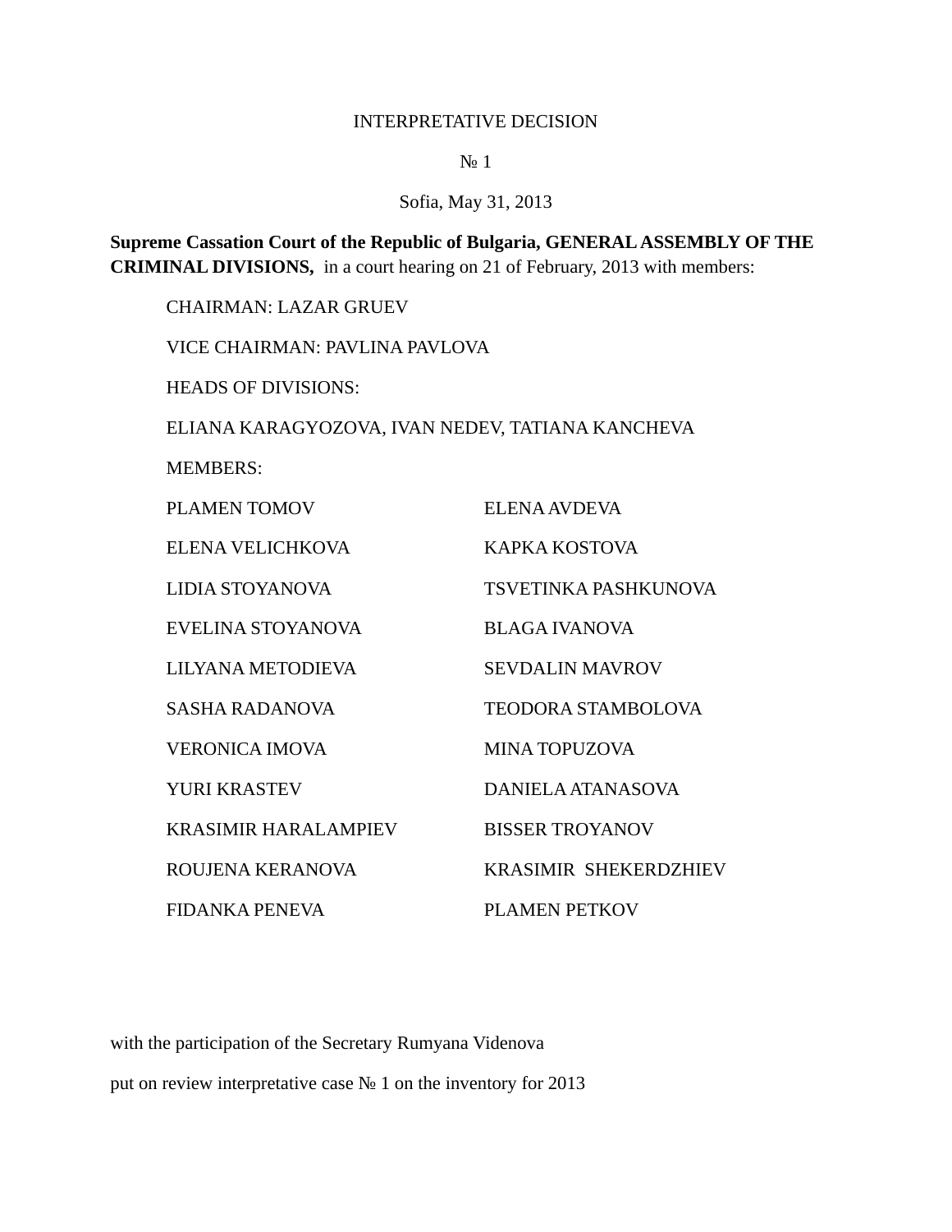INTERPRETATIVE DECISION

№ 1

Sofia, May 31, 2013

**Supreme Cassation Court of the Republic of Bulgaria, GENERAL ASSEMBLY OF THE CRIMINAL DIVISIONS,** in a court hearing on 21 of February, 2013 with members:

CHAIRMAN: LAZAR GRUEV

VICE CHAIRMAN: PAVLINA PAVLOVA

HEADS OF DIVISIONS:

ELIANA KARAGYOZOVA, IVAN NEDEV, TATIANA KANCHEVA

MEMBERS:

| | |
|---|---|
| PLAMEN TOMOV | ELENA AVDEVA |
| ELENA VELICHKOVA | KAPKA KOSTOVA |
| LIDIA STOYANOVA | TSVETINKA PASHKUNOVA |
| EVELINA STOYANOVA | BLAGA IVANOVA |
| LILYANA METODIEVA | SEVDALIN MAVROV |
| SASHA RADANOVA | TEODORA STAMBOLOVA |
| VERONICA IMOVA | MINA TOPUZOVA |
| YURI KRASTEV | DANIELA ATANASOVA |
| KRASIMIR HARALAMPIEV | BISSER TROYANOV |
| ROUJENA KERANOVA | KRASIMIR SHEKERDZHIEV |
| FIDANKA PENEVA | PLAMEN PETKOV |

with the participation of the Secretary Rumyana Videnova

put on review interpretative case № 1 on the inventory for 2013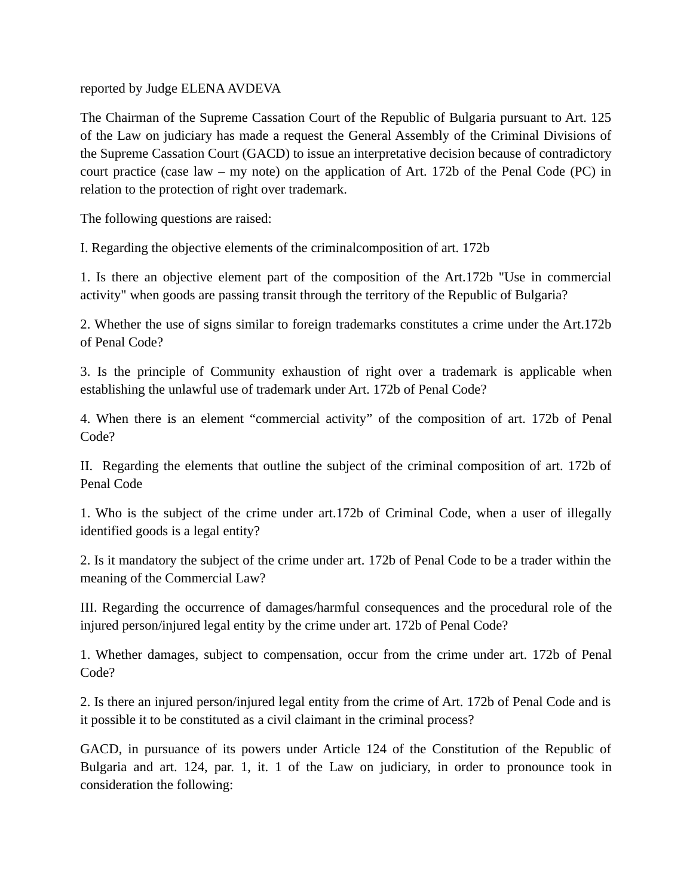reported by Judge ELENA AVDEVA

The Chairman of the Supreme Cassation Court of the Republic of Bulgaria pursuant to Art. 125 of the Law on judiciary has made a request the General Assembly of the Criminal Divisions of the Supreme Cassation Court (GACD) to issue an interpretative decision because of contradictory court practice (case law – my note) on the application of Art. 172b of the Penal Code (PC) in relation to the protection of right over trademark.

The following questions are raised:

I. Regarding the objective elements of the criminalcomposition of art. 172b

1. Is there an objective element part of the composition of the Art.172b "Use in commercial activity" when goods are passing transit through the territory of the Republic of Bulgaria?

2. Whether the use of signs similar to foreign trademarks constitutes a crime under the Art.172b of Penal Code?

3. Is the principle of Community exhaustion of right over a trademark is applicable when establishing the unlawful use of trademark under Art. 172b of Penal Code?

4. When there is an element “commercial activity” of the composition of art. 172b of Penal Code?

II. Regarding the elements that outline the subject of the criminal composition of art. 172b of Penal Code

1. Who is the subject of the crime under art.172b of Criminal Code, when a user of illegally identified goods is a legal entity?

2. Is it mandatory the subject of the crime under art. 172b of Penal Code to be a trader within the meaning of the Commercial Law?

III. Regarding the occurrence of damages/harmful consequences and the procedural role of the injured person/injured legal entity by the crime under art. 172b of Penal Code?

1. Whether damages, subject to compensation, occur from the crime under art. 172b of Penal Code?

2. Is there an injured person/injured legal entity from the crime of Art. 172b of Penal Code and is it possible it to be constituted as a civil claimant in the criminal process?

GACD, in pursuance of its powers under Article 124 of the Constitution of the Republic of Bulgaria and art. 124, par. 1, it. 1 of the Law on judiciary, in order to pronounce took in consideration the following: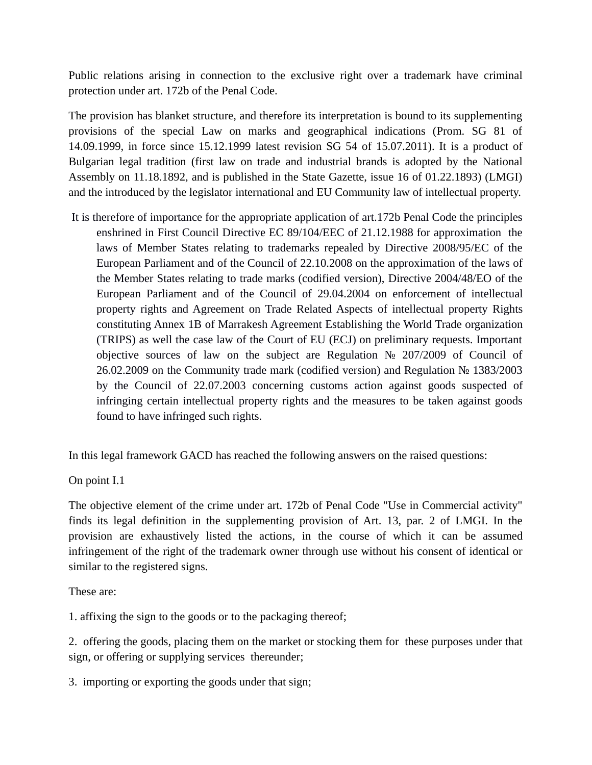Public relations arising in connection to the exclusive right over a trademark have criminal protection under art. 172b of the Penal Code.

The provision has blanket structure, and therefore its interpretation is bound to its supplementing provisions of the special Law on marks and geographical indications (Prom. SG 81 of 14.09.1999, in force since 15.12.1999 latest revision SG 54 of 15.07.2011). It is a product of Bulgarian legal tradition (first law on trade and industrial brands is adopted by the National Assembly on 11.18.1892, and is published in the State Gazette, issue 16 of 01.22.1893) (LMGI) and the introduced by the legislator international and EU Community law of intellectual property.

It is therefore of importance for the appropriate application of art.172b Penal Code the principles enshrined in First Council Directive EC 89/104/EEC of 21.12.1988 for approximation the laws of Member States relating to trademarks repealed by Directive 2008/95/EC of the European Parliament and of the Council of 22.10.2008 on the approximation of the laws of the Member States relating to trade marks (codified version), Directive 2004/48/EO of the European Parliament and of the Council of 29.04.2004 on enforcement of intellectual property rights and Agreement on Trade Related Aspects of intellectual property Rights constituting Annex 1B of Marrakesh Agreement Establishing the World Trade organization (TRIPS) as well the case law of the Court of EU (ECJ) on preliminary requests. Important objective sources of law on the subject are Regulation № 207/2009 of Council of 26.02.2009 on the Community trade mark (codified version) and Regulation № 1383/2003 by the Council of 22.07.2003 concerning customs action against goods suspected of infringing certain intellectual property rights and the measures to be taken against goods found to have infringed such rights.

In this legal framework GACD has reached the following answers on the raised questions:

On point I.1

The objective element of the crime under art. 172b of Penal Code "Use in Commercial activity" finds its legal definition in the supplementing provision of Art. 13, par. 2 of LMGI. In the provision are exhaustively listed the actions, in the course of which it can be assumed infringement of the right of the trademark owner through use without his consent of identical or similar to the registered signs.

These are:

1. affixing the sign to the goods or to the packaging thereof;

2. offering the goods, placing them on the market or stocking them for these purposes under that sign, or offering or supplying services thereunder;

3. importing or exporting the goods under that sign;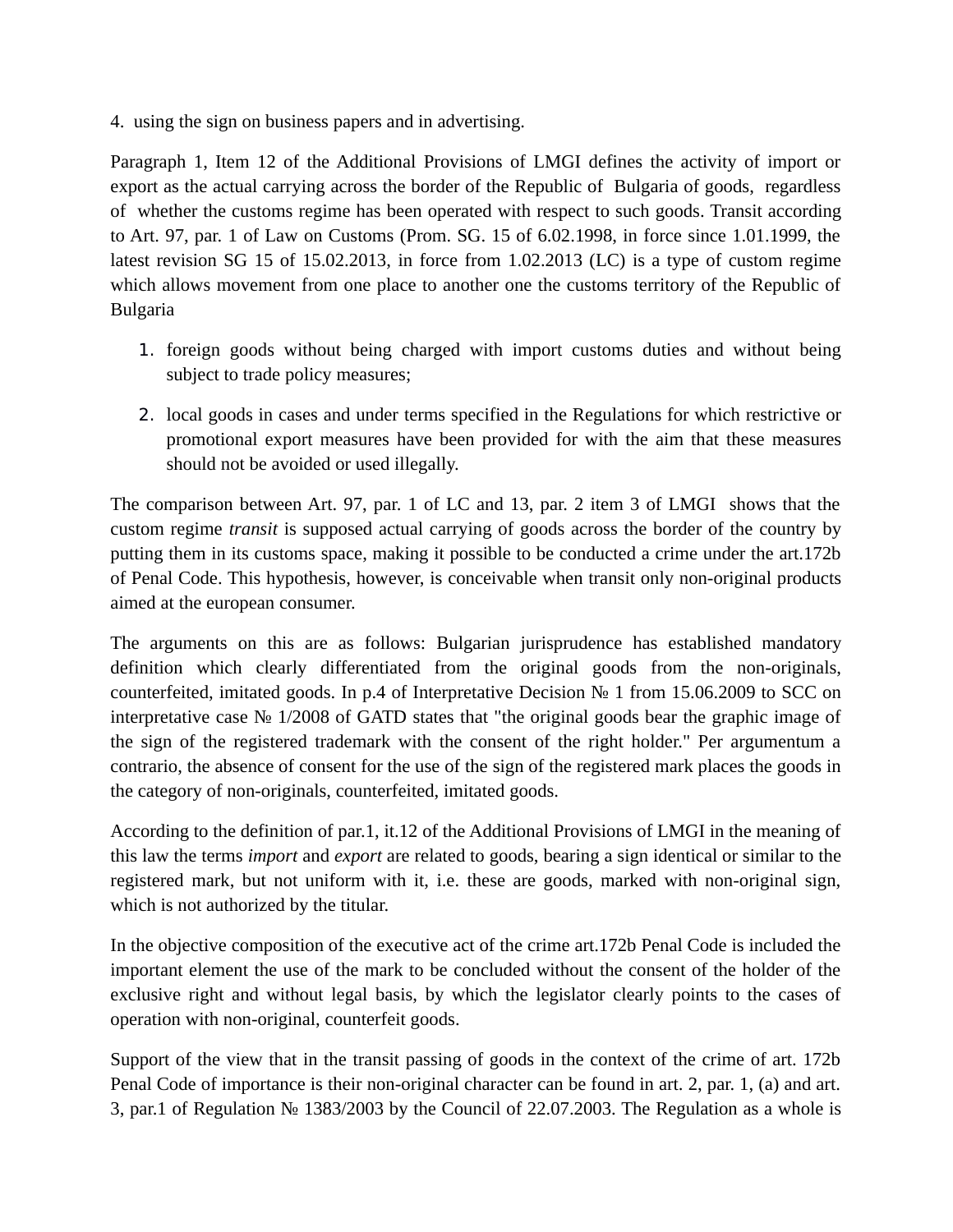4. using the sign on business papers and in advertising.

Paragraph 1, Item 12 of the Additional Provisions of LMGI defines the activity of import or export as the actual carrying across the border of the Republic of Bulgaria of goods, regardless of whether the customs regime has been operated with respect to such goods. Transit according to Art. 97, par. 1 of Law on Customs (Prom. SG. 15 of 6.02.1998, in force since 1.01.1999, the latest revision SG 15 of 15.02.2013, in force from 1.02.2013 (LC) is a type of custom regime which allows movement from one place to another one the customs territory of the Republic of Bulgaria

1. foreign goods without being charged with import customs duties and without being subject to trade policy measures;
2. local goods in cases and under terms specified in the Regulations for which restrictive or promotional export measures have been provided for with the aim that these measures should not be avoided or used illegally.

The comparison between Art. 97, par. 1 of LC and 13, par. 2 item 3 of LMGI shows that the custom regime *transit* is supposed actual carrying of goods across the border of the country by putting them in its customs space, making it possible to be conducted a crime under the art.172b of Penal Code. This hypothesis, however, is conceivable when transit only non-original products aimed at the european consumer.

The arguments on this are as follows: Bulgarian jurisprudence has established mandatory definition which clearly differentiated from the original goods from the non-originals, counterfeited, imitated goods. In p.4 of Interpretative Decision № 1 from 15.06.2009 to SCC on interpretative case № 1/2008 of GATD states that "the original goods bear the graphic image of the sign of the registered trademark with the consent of the right holder." Per argumentum a contrario, the absence of consent for the use of the sign of the registered mark places the goods in the category of non-originals, counterfeited, imitated goods.

According to the definition of par.1, it.12 of the Additional Provisions of LMGI in the meaning of this law the terms *import* and *export* are related to goods, bearing a sign identical or similar to the registered mark, but not uniform with it, i.e. these are goods, marked with non-original sign, which is not authorized by the titular.

In the objective composition of the executive act of the crime art.172b Penal Code is included the important element the use of the mark to be concluded without the consent of the holder of the exclusive right and without legal basis, by which the legislator clearly points to the cases of operation with non-original, counterfeit goods.

Support of the view that in the transit passing of goods in the context of the crime of art. 172b Penal Code of importance is their non-original character can be found in art. 2, par. 1, (a) and art. 3, par.1 of Regulation № 1383/2003 by the Council of 22.07.2003. The Regulation as a whole is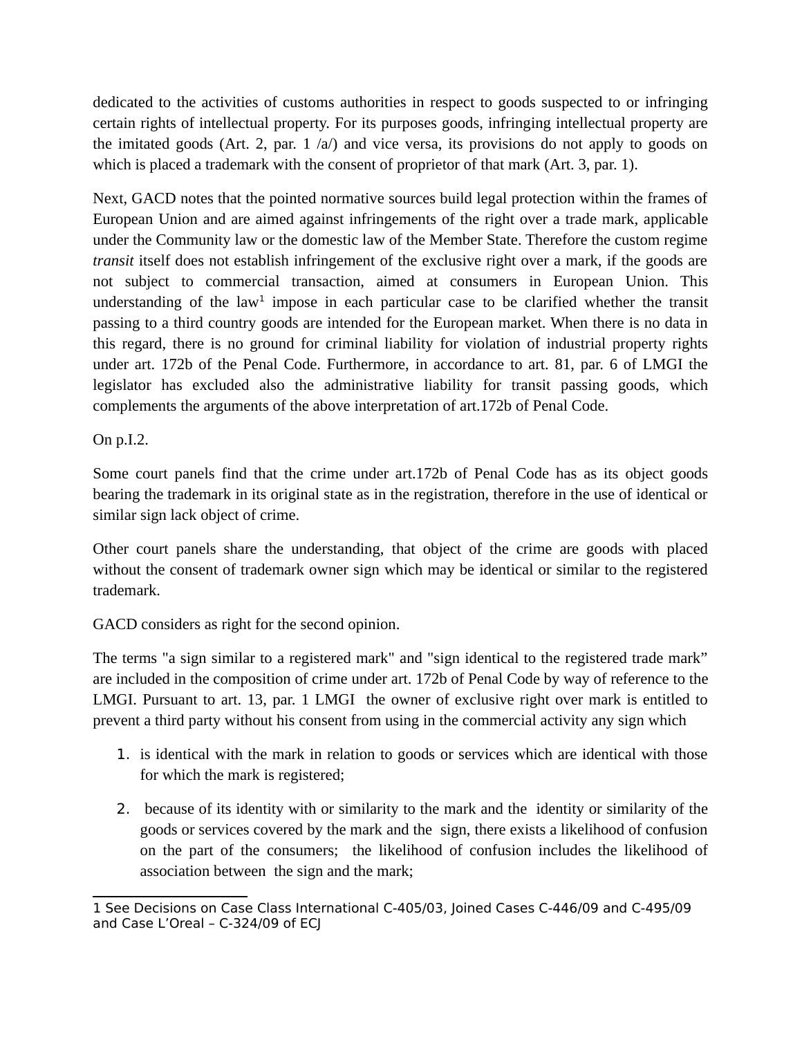dedicated to the activities of customs authorities in respect to goods suspected to or infringing certain rights of intellectual property. For its purposes goods, infringing intellectual property are the imitated goods (Art. 2, par. 1 /a/) and vice versa, its provisions do not apply to goods on which is placed a trademark with the consent of proprietor of that mark (Art. 3, par. 1).

Next, GACD notes that the pointed normative sources build legal protection within the frames of European Union and are aimed against infringements of the right over a trade mark, applicable under the Community law or the domestic law of the Member State. Therefore the custom regime *transit* itself does not establish infringement of the exclusive right over a mark, if the goods are not subject to commercial transaction, aimed at consumers in European Union. This understanding of the law[1] impose in each particular case to be clarified whether the transit passing to a third country goods are intended for the European market. When there is no data in this regard, there is no ground for criminal liability for violation of industrial property rights under art. 172b of the Penal Code. Furthermore, in accordance to art. 81, par. 6 of LMGI the legislator has excluded also the administrative liability for transit passing goods, which complements the arguments of the above interpretation of art.172b of Penal Code.

On p.I.2.

Some court panels find that the crime under art.172b of Penal Code has as its object goods bearing the trademark in its original state as in the registration, therefore in the use of identical or similar sign lack object of crime.

Other court panels share the understanding, that object of the crime are goods with placed without the consent of trademark owner sign which may be identical or similar to the registered trademark.

GACD considers as right for the second opinion.

The terms "a sign similar to a registered mark" and "sign identical to the registered trade mark" are included in the composition of crime under art. 172b of Penal Code by way of reference to the LMGI. Pursuant to art. 13, par. 1 LMGI the owner of exclusive right over mark is entitled to prevent a third party without his consent from using in the commercial activity any sign which

1. is identical with the mark in relation to goods or services which are identical with those for which the mark is registered;
2. because of its identity with or similarity to the mark and the identity or similarity of the goods or services covered by the mark and the sign, there exists a likelihood of confusion on the part of the consumers; the likelihood of confusion includes the likelihood of association between the sign and the mark;

---

1 See Decisions on Case Class International C-405/03, Joined Cases C-446/09 and C-495/09 and Case L'Oreal – C-324/09 of ECJ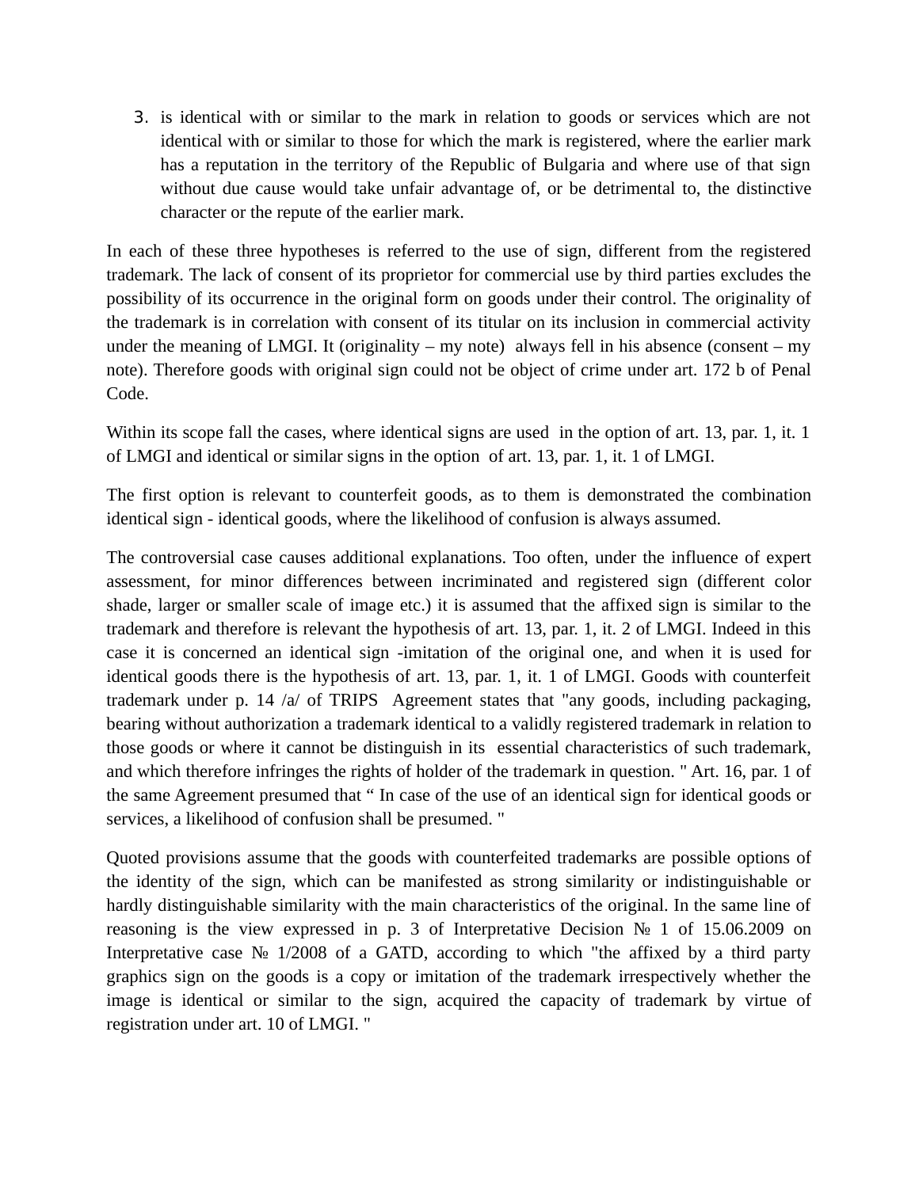3. is identical with or similar to the mark in relation to goods or services which are not identical with or similar to those for which the mark is registered, where the earlier mark has a reputation in the territory of the Republic of Bulgaria and where use of that sign without due cause would take unfair advantage of, or be detrimental to, the distinctive character or the repute of the earlier mark.

In each of these three hypotheses is referred to the use of sign, different from the registered trademark. The lack of consent of its proprietor for commercial use by third parties excludes the possibility of its occurrence in the original form on goods under their control. The originality of the trademark is in correlation with consent of its titular on its inclusion in commercial activity under the meaning of LMGI. It (originality – my note) always fell in his absence (consent – my note). Therefore goods with original sign could not be object of crime under art. 172 b of Penal Code.

Within its scope fall the cases, where identical signs are used in the option of art. 13, par. 1, it. 1 of LMGI and identical or similar signs in the option of art. 13, par. 1, it. 1 of LMGI.

The first option is relevant to counterfeit goods, as to them is demonstrated the combination identical sign - identical goods, where the likelihood of confusion is always assumed.

The controversial case causes additional explanations. Too often, under the influence of expert assessment, for minor differences between incriminated and registered sign (different color shade, larger or smaller scale of image etc.) it is assumed that the affixed sign is similar to the trademark and therefore is relevant the hypothesis of art. 13, par. 1, it. 2 of LMGI. Indeed in this case it is concerned an identical sign -imitation of the original one, and when it is used for identical goods there is the hypothesis of art. 13, par. 1, it. 1 of LMGI. Goods with counterfeit trademark under p. 14 /a/ of TRIPS Agreement states that "any goods, including packaging, bearing without authorization a trademark identical to a validly registered trademark in relation to those goods or where it cannot be distinguish in its essential characteristics of such trademark, and which therefore infringes the rights of holder of the trademark in question. " Art. 16, par. 1 of the same Agreement presumed that " In case of the use of an identical sign for identical goods or services, a likelihood of confusion shall be presumed. "

Quoted provisions assume that the goods with counterfeited trademarks are possible options of the identity of the sign, which can be manifested as strong similarity or indistinguishable or hardly distinguishable similarity with the main characteristics of the original. In the same line of reasoning is the view expressed in p. 3 of Interpretative Decision № 1 of 15.06.2009 on Interpretative case № 1/2008 of a GATD, according to which "the affixed by a third party graphics sign on the goods is a copy or imitation of the trademark irrespectively whether the image is identical or similar to the sign, acquired the capacity of trademark by virtue of registration under art. 10 of LMGI. "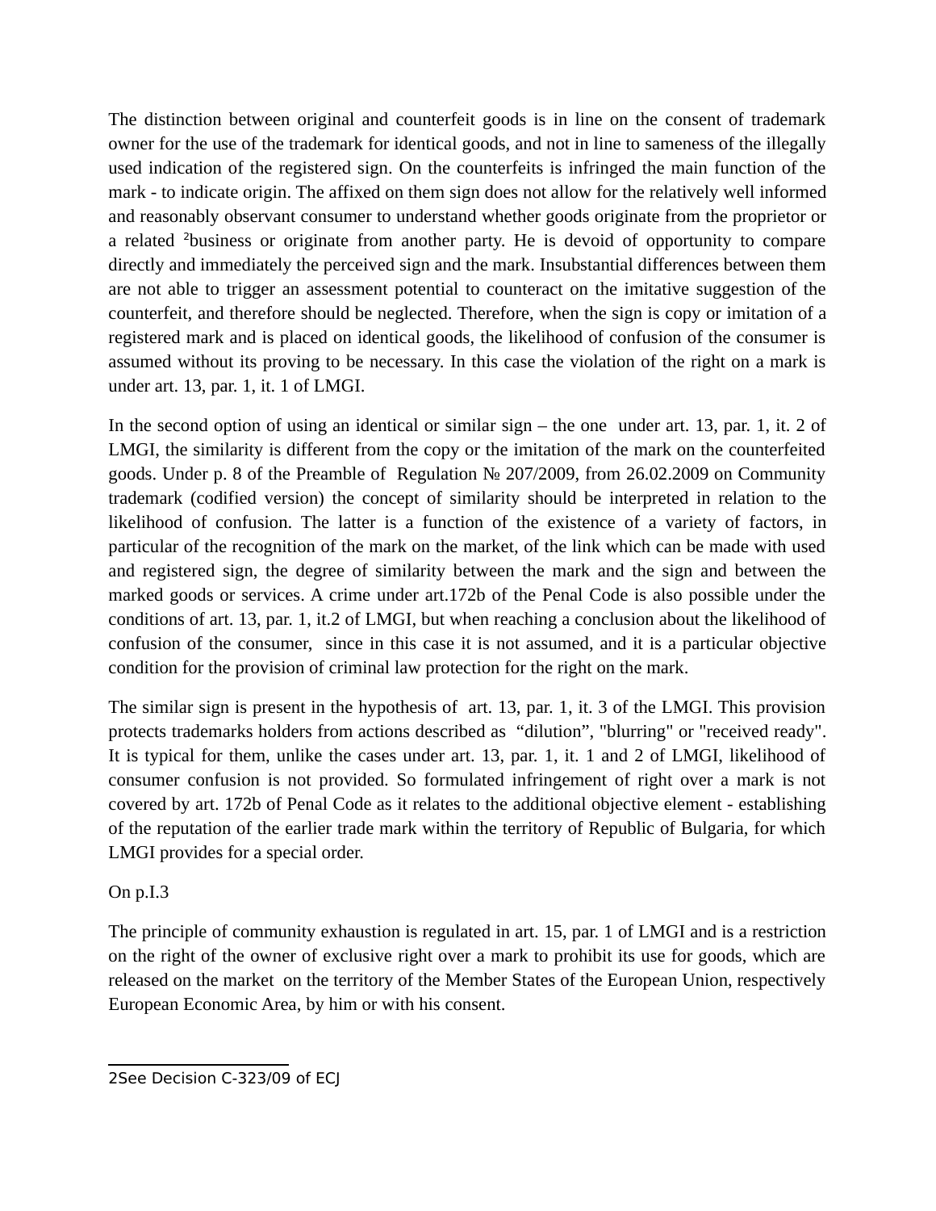The distinction between original and counterfeit goods is in line on the consent of trademark owner for the use of the trademark for identical goods, and not in line to sameness of the illegally used indication of the registered sign. On the counterfeits is infringed the main function of the mark - to indicate origin. The affixed on them sign does not allow for the relatively well informed and reasonably observant consumer to understand whether goods originate from the proprietor or a related [2]business or originate from another party. He is devoid of opportunity to compare directly and immediately the perceived sign and the mark. Insubstantial differences between them are not able to trigger an assessment potential to counteract on the imitative suggestion of the counterfeit, and therefore should be neglected. Therefore, when the sign is copy or imitation of a registered mark and is placed on identical goods, the likelihood of confusion of the consumer is assumed without its proving to be necessary. In this case the violation of the right on a mark is under art. 13, par. 1, it. 1 of LMGI.

In the second option of using an identical or similar sign – the one under art. 13, par. 1, it. 2 of LMGI, the similarity is different from the copy or the imitation of the mark on the counterfeited goods. Under p. 8 of the Preamble of Regulation № 207/2009, from 26.02.2009 on Community trademark (codified version) the concept of similarity should be interpreted in relation to the likelihood of confusion. The latter is a function of the existence of a variety of factors, in particular of the recognition of the mark on the market, of the link which can be made with used and registered sign, the degree of similarity between the mark and the sign and between the marked goods or services. A crime under art.172b of the Penal Code is also possible under the conditions of art. 13, par. 1, it.2 of LMGI, but when reaching a conclusion about the likelihood of confusion of the consumer, since in this case it is not assumed, and it is a particular objective condition for the provision of criminal law protection for the right on the mark.

The similar sign is present in the hypothesis of art. 13, par. 1, it. 3 of the LMGI. This provision protects trademarks holders from actions described as "dilution", "blurring" or "received ready". It is typical for them, unlike the cases under art. 13, par. 1, it. 1 and 2 of LMGI, likelihood of consumer confusion is not provided. So formulated infringement of right over a mark is not covered by art. 172b of Penal Code as it relates to the additional objective element - establishing of the reputation of the earlier trade mark within the territory of Republic of Bulgaria, for which LMGI provides for a special order.

On p.I.3

The principle of community exhaustion is regulated in art. 15, par. 1 of LMGI and is a restriction on the right of the owner of exclusive right over a mark to prohibit its use for goods, which are released on the market on the territory of the Member States of the European Union, respectively European Economic Area, by him or with his consent.

[2] See Decision C-323/09 of ECJ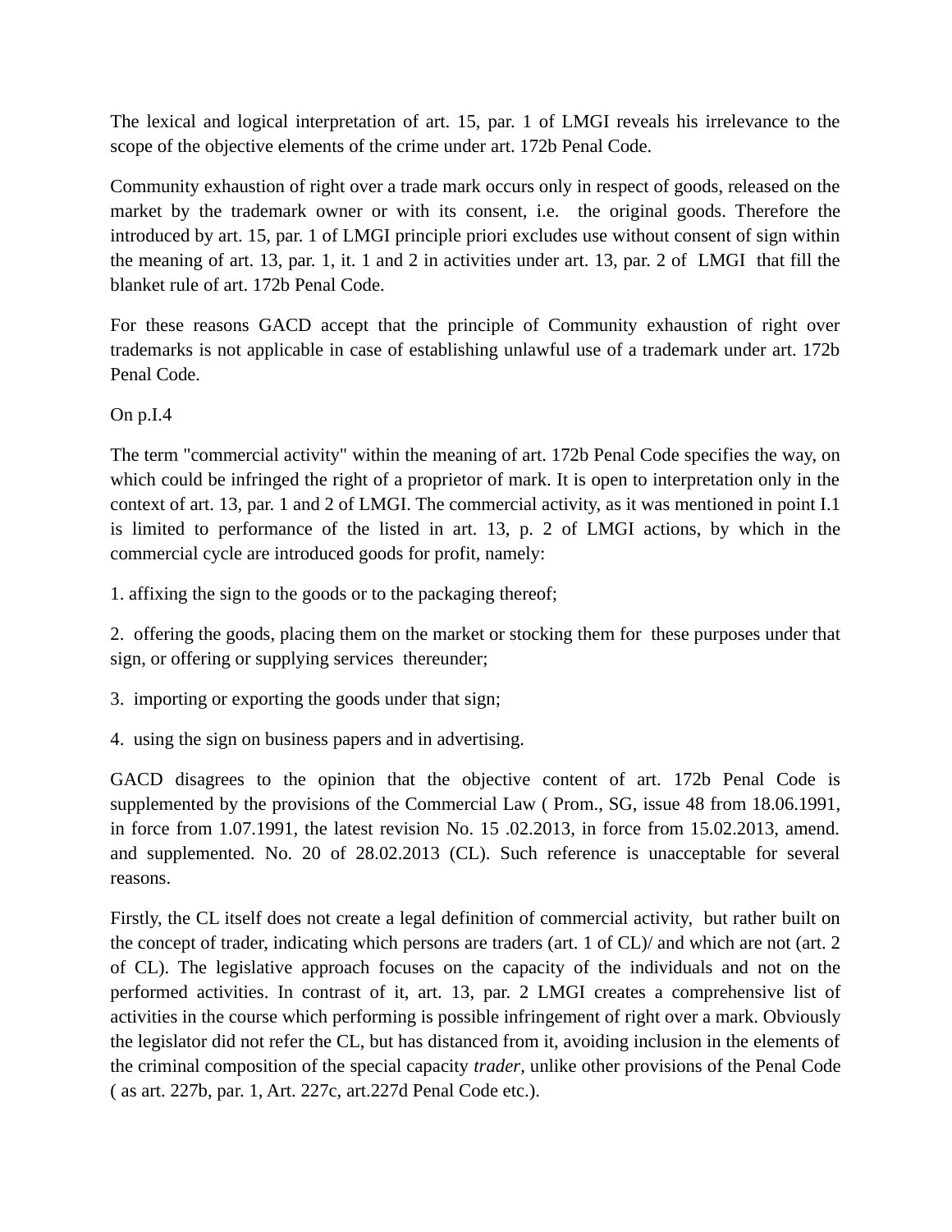The lexical and logical interpretation of art. 15, par. 1 of LMGI reveals his irrelevance to the scope of the objective elements of the crime under art. 172b Penal Code.

Community exhaustion of right over a trade mark occurs only in respect of goods, released on the market by the trademark owner or with its consent, i.e. the original goods. Therefore the introduced by art. 15, par. 1 of LMGI principle priori excludes use without consent of sign within the meaning of art. 13, par. 1, it. 1 and 2 in activities under art. 13, par. 2 of LMGI that fill the blanket rule of art. 172b Penal Code.

For these reasons GACD accept that the principle of Community exhaustion of right over trademarks is not applicable in case of establishing unlawful use of a trademark under art. 172b Penal Code.

On p.I.4

The term "commercial activity" within the meaning of art. 172b Penal Code specifies the way, on which could be infringed the right of a proprietor of mark. It is open to interpretation only in the context of art. 13, par. 1 and 2 of LMGI. The commercial activity, as it was mentioned in point I.1 is limited to performance of the listed in art. 13, p. 2 of LMGI actions, by which in the commercial cycle are introduced goods for profit, namely:

1. affixing the sign to the goods or to the packaging thereof;

2. offering the goods, placing them on the market or stocking them for these purposes under that sign, or offering or supplying services thereunder;

3. importing or exporting the goods under that sign;

4. using the sign on business papers and in advertising.

GACD disagrees to the opinion that the objective content of art. 172b Penal Code is supplemented by the provisions of the Commercial Law ( Prom., SG, issue 48 from 18.06.1991, in force from 1.07.1991, the latest revision No. 15 .02.2013, in force from 15.02.2013, amend. and supplemented. No. 20 of 28.02.2013 (CL). Such reference is unacceptable for several reasons.

Firstly, the CL itself does not create a legal definition of commercial activity, but rather built on the concept of trader, indicating which persons are traders (art. 1 of CL)/ and which are not (art. 2 of CL). The legislative approach focuses on the capacity of the individuals and not on the performed activities. In contrast of it, art. 13, par. 2 LMGI creates a comprehensive list of activities in the course which performing is possible infringement of right over a mark. Obviously the legislator did not refer the CL, but has distanced from it, avoiding inclusion in the elements of the criminal composition of the special capacity *trader*, unlike other provisions of the Penal Code ( as art. 227b, par. 1, Art. 227c, art.227d Penal Code etc.).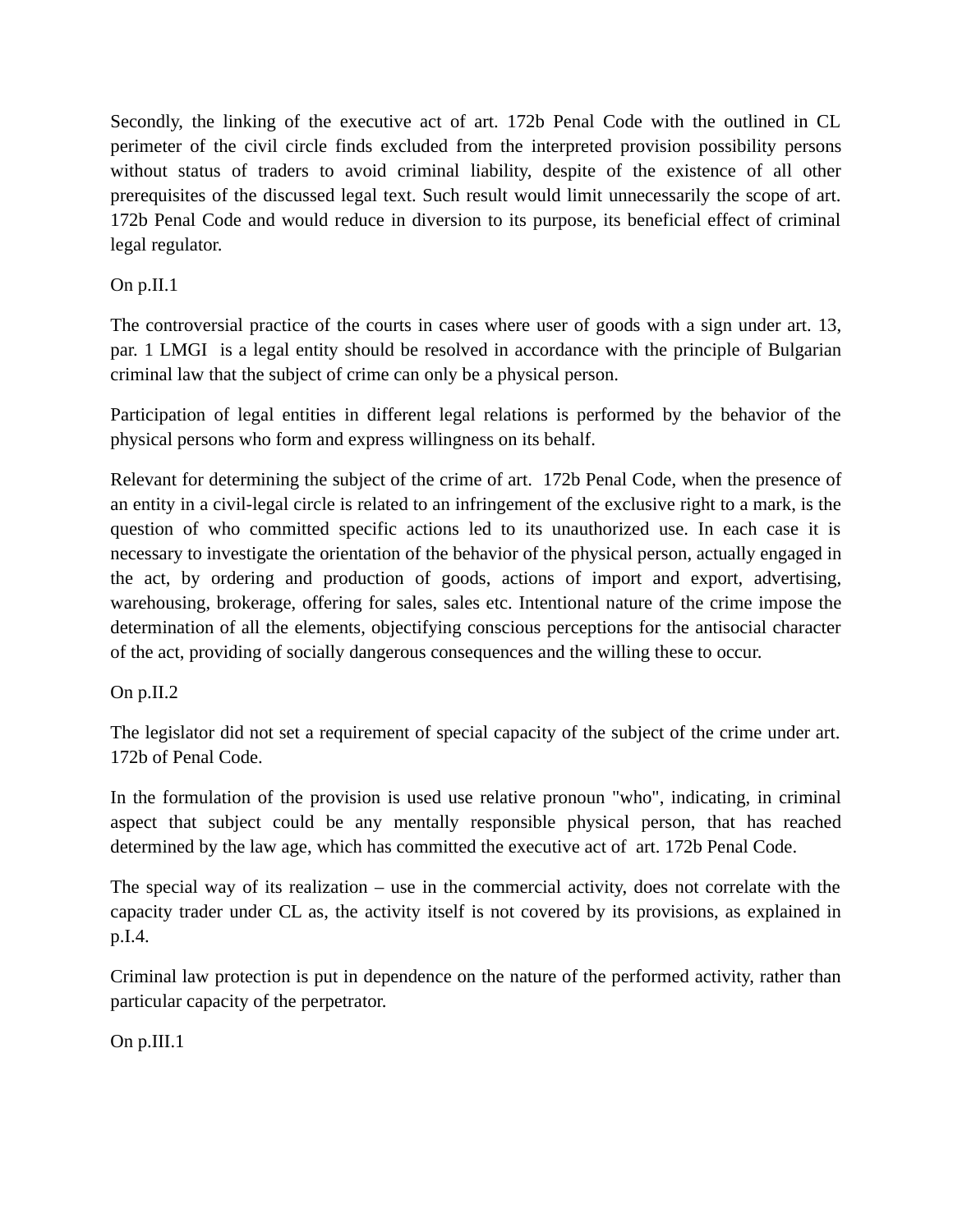Secondly, the linking of the executive act of art. 172b Penal Code with the outlined in CL perimeter of the civil circle finds excluded from the interpreted provision possibility persons without status of traders to avoid criminal liability, despite of the existence of all other prerequisites of the discussed legal text. Such result would limit unnecessarily the scope of art. 172b Penal Code and would reduce in diversion to its purpose, its beneficial effect of criminal legal regulator.

On p.II.1

The controversial practice of the courts in cases where user of goods with a sign under art. 13, par. 1 LMGI is a legal entity should be resolved in accordance with the principle of Bulgarian criminal law that the subject of crime can only be a physical person.

Participation of legal entities in different legal relations is performed by the behavior of the physical persons who form and express willingness on its behalf.

Relevant for determining the subject of the crime of art. 172b Penal Code, when the presence of an entity in a civil-legal circle is related to an infringement of the exclusive right to a mark, is the question of who committed specific actions led to its unauthorized use. In each case it is necessary to investigate the orientation of the behavior of the physical person, actually engaged in the act, by ordering and production of goods, actions of import and export, advertising, warehousing, brokerage, offering for sales, sales etc. Intentional nature of the crime impose the determination of all the elements, objectifying conscious perceptions for the antisocial character of the act, providing of socially dangerous consequences and the willing these to occur.

On p.II.2

The legislator did not set a requirement of special capacity of the subject of the crime under art. 172b of Penal Code.

In the formulation of the provision is used use relative pronoun "who", indicating, in criminal aspect that subject could be any mentally responsible physical person, that has reached determined by the law age, which has committed the executive act of art. 172b Penal Code.

The special way of its realization – use in the commercial activity, does not correlate with the capacity trader under CL as, the activity itself is not covered by its provisions, as explained in p.I.4.

Criminal law protection is put in dependence on the nature of the performed activity, rather than particular capacity of the perpetrator.

On p.III.1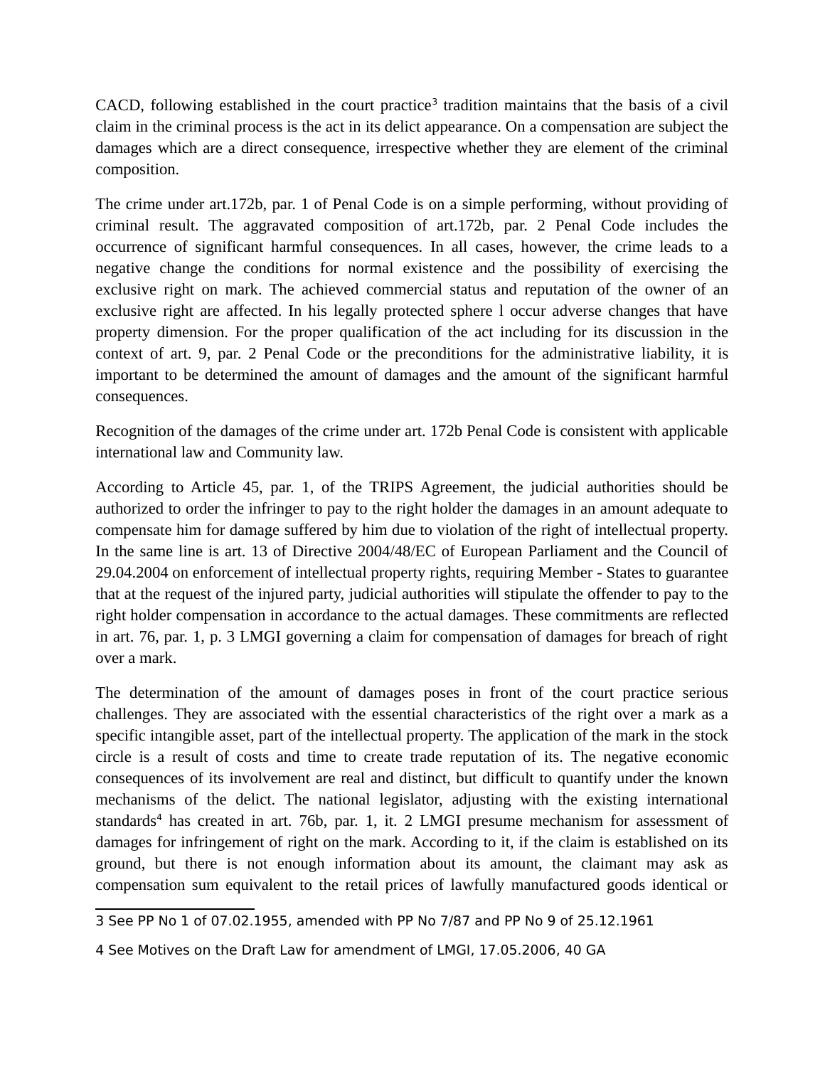CACD, following established in the court practice[3] tradition maintains that the basis of a civil claim in the criminal process is the act in its delict appearance. On a compensation are subject the damages which are a direct consequence, irrespective whether they are element of the criminal composition.

The crime under art.172b, par. 1 of Penal Code is on a simple performing, without providing of criminal result. The aggravated composition of art.172b, par. 2 Penal Code includes the occurrence of significant harmful consequences. In all cases, however, the crime leads to a negative change the conditions for normal existence and the possibility of exercising the exclusive right on mark. The achieved commercial status and reputation of the owner of an exclusive right are affected. In his legally protected sphere l occur adverse changes that have property dimension. For the proper qualification of the act including for its discussion in the context of art. 9, par. 2 Penal Code or the preconditions for the administrative liability, it is important to be determined the amount of damages and the amount of the significant harmful consequences.

Recognition of the damages of the crime under art. 172b Penal Code is consistent with applicable international law and Community law.

According to Article 45, par. 1, of the TRIPS Agreement, the judicial authorities should be authorized to order the infringer to pay to the right holder the damages in an amount adequate to compensate him for damage suffered by him due to violation of the right of intellectual property. In the same line is art. 13 of Directive 2004/48/EC of European Parliament and the Council of 29.04.2004 on enforcement of intellectual property rights, requiring Member - States to guarantee that at the request of the injured party, judicial authorities will stipulate the offender to pay to the right holder compensation in accordance to the actual damages. These commitments are reflected in art. 76, par. 1, p. 3 LMGI governing a claim for compensation of damages for breach of right over a mark.

The determination of the amount of damages poses in front of the court practice serious challenges. They are associated with the essential characteristics of the right over a mark as a specific intangible asset, part of the intellectual property. The application of the mark in the stock circle is a result of costs and time to create trade reputation of its. The negative economic consequences of its involvement are real and distinct, but difficult to quantify under the known mechanisms of the delict. The national legislator, adjusting with the existing international standards[4] has created in art. 76b, par. 1, it. 2 LMGI presume mechanism for assessment of damages for infringement of right on the mark. According to it, if the claim is established on its ground, but there is not enough information about its amount, the claimant may ask as compensation sum equivalent to the retail prices of lawfully manufactured goods identical or

---

3 See PP No 1 of 07.02.1955, amended with PP No 7/87 and PP No 9 of 25.12.1961

4 See Motives on the Draft Law for amendment of LMGI, 17.05.2006, 40 GA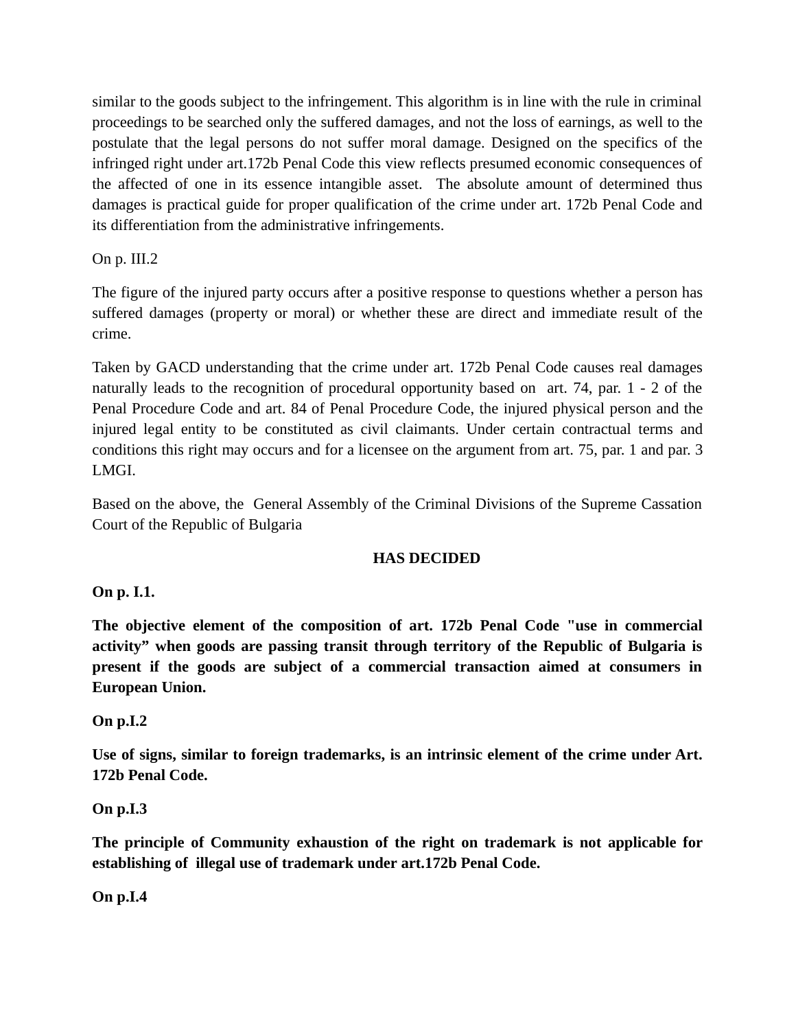similar to the goods subject to the infringement. This algorithm is in line with the rule in criminal proceedings to be searched only the suffered damages, and not the loss of earnings, as well to the postulate that the legal persons do not suffer moral damage. Designed on the specifics of the infringed right under art.172b Penal Code this view reflects presumed economic consequences of the affected of one in its essence intangible asset. The absolute amount of determined thus damages is practical guide for proper qualification of the crime under art. 172b Penal Code and its differentiation from the administrative infringements.

On p. III.2

The figure of the injured party occurs after a positive response to questions whether a person has suffered damages (property or moral) or whether these are direct and immediate result of the crime.

Taken by GACD understanding that the crime under art. 172b Penal Code causes real damages naturally leads to the recognition of procedural opportunity based on art. 74, par. 1 - 2 of the Penal Procedure Code and art. 84 of Penal Procedure Code, the injured physical person and the injured legal entity to be constituted as civil claimants. Under certain contractual terms and conditions this right may occurs and for a licensee on the argument from art. 75, par. 1 and par. 3 LMGI.

Based on the above, the General Assembly of the Criminal Divisions of the Supreme Cassation Court of the Republic of Bulgaria

**HAS DECIDED**

**On p. I.1.**

**The objective element of the composition of art. 172b Penal Code "use in commercial activity" when goods are passing transit through territory of the Republic of Bulgaria is present if the goods are subject of a commercial transaction aimed at consumers in European Union.**

**On p.I.2**

**Use of signs, similar to foreign trademarks, is an intrinsic element of the crime under Art. 172b Penal Code.**

**On p.I.3**

**The principle of Community exhaustion of the right on trademark is not applicable for establishing of illegal use of trademark under art.172b Penal Code.**

**On p.I.4**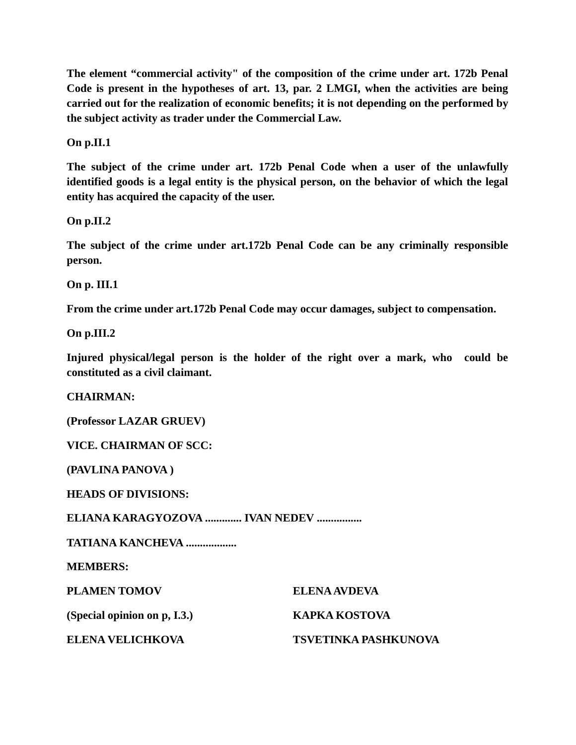**The element “commercial activity" of the composition of the crime under art. 172b Penal Code is present in the hypotheses of art. 13, par. 2 LMGI, when the activities are being carried out for the realization of economic benefits; it is not depending on the performed by the subject activity as trader under the Commercial Law.**

**On p.II.1**

**The subject of the crime under art. 172b Penal Code when a user of the unlawfully identified goods is a legal entity is the physical person, on the behavior of which the legal entity has acquired the capacity of the user.**

**On p.II.2**

**The subject of the crime under art.172b Penal Code can be any criminally responsible person.**

**On p. III.1**

**From the crime under art.172b Penal Code may occur damages, subject to compensation.**

**On p.III.2**

**Injured physical/legal person is the holder of the right over a mark, who could be constituted as a civil claimant.**

**CHAIRMAN:**

**(Professor LAZAR GRUEV)**

**VICE. CHAIRMAN OF SCC:**

**(PAVLINA PANOVA )**

**HEADS OF DIVISIONS:**

**ELIANA KARAGYOZOVA ............. IVAN NEDEV ................**

**TATIANA KANCHEVA ..................**

**MEMBERS:**

**PLAMEN TOMOV**

**(Special opinion on p, I.3.)**

**ELENA VELICHKOVA**

**ELENA AVDEVA**

**KAPKA KOSTOVA**

**TSVETINKA PASHKUNOVA**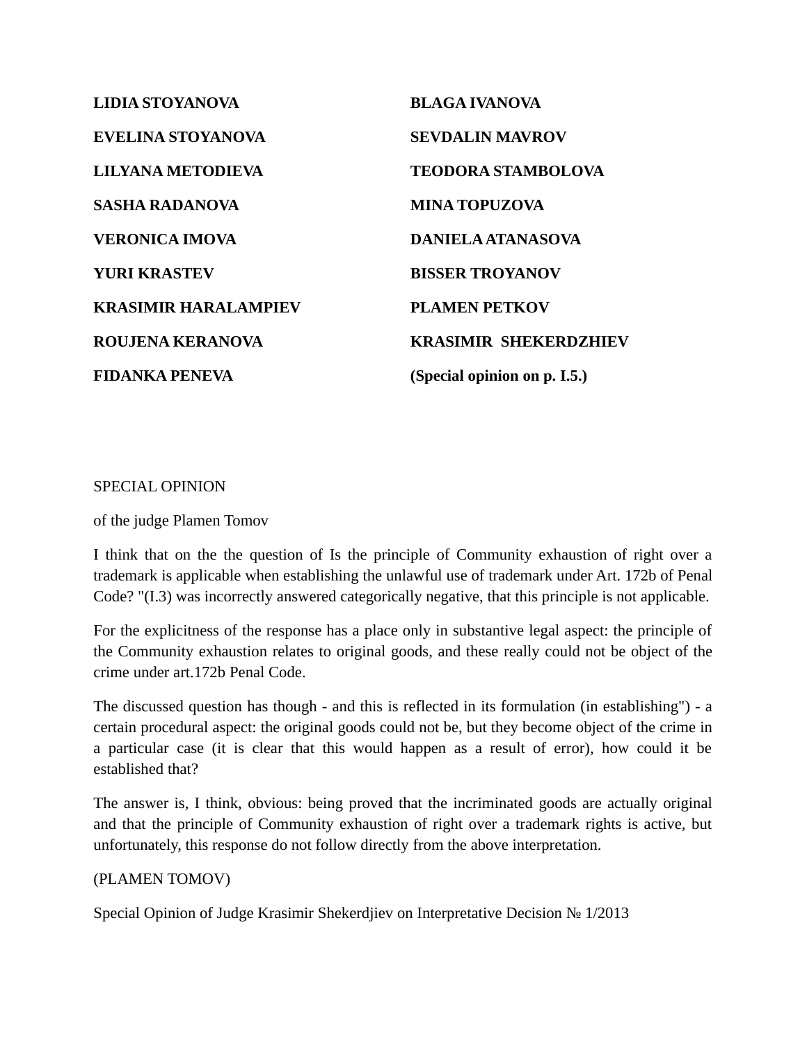**LIDIA STOYANOVA**

**EVELINA STOYANOVA**

**LILYANA METODIEVA**

**SASHA RADANOVA**

**VERONICA IMOVA**

**YURI KRASTEV**

**KRASIMIR HARALAMPIEV**

**ROUJENA KERANOVA**

**FIDANKA PENEVA**

**BLAGA IVANOVA**

**SEVDALIN MAVROV**

**TEODORA STAMBOLOVA**

**MINA TOPUZOVA**

**DANIELA ATANASOVA**

**BISSER TROYANOV**

**PLAMEN PETKOV**

**KRASIMIR SHEKERDZHIEV**

**(Special opinion on p. I.5.)**

SPECIAL OPINION

of the judge Plamen Tomov

I think that on the the question of Is the principle of Community exhaustion of right over a trademark is applicable when establishing the unlawful use of trademark under Art. 172b of Penal Code? "(I.3) was incorrectly answered categorically negative, that this principle is not applicable.

For the explicitness of the response has a place only in substantive legal aspect: the principle of the Community exhaustion relates to original goods, and these really could not be object of the crime under art.172b Penal Code.

The discussed question has though - and this is reflected in its formulation (in establishing") - a certain procedural aspect: the original goods could not be, but they become object of the crime in a particular case (it is clear that this would happen as a result of error), how could it be established that?

The answer is, I think, obvious: being proved that the incriminated goods are actually original and that the principle of Community exhaustion of right over a trademark rights is active, but unfortunately, this response do not follow directly from the above interpretation.

(PLAMEN TOMOV)

Special Opinion of Judge Krasimir Shekerdjiev on Interpretative Decision № 1/2013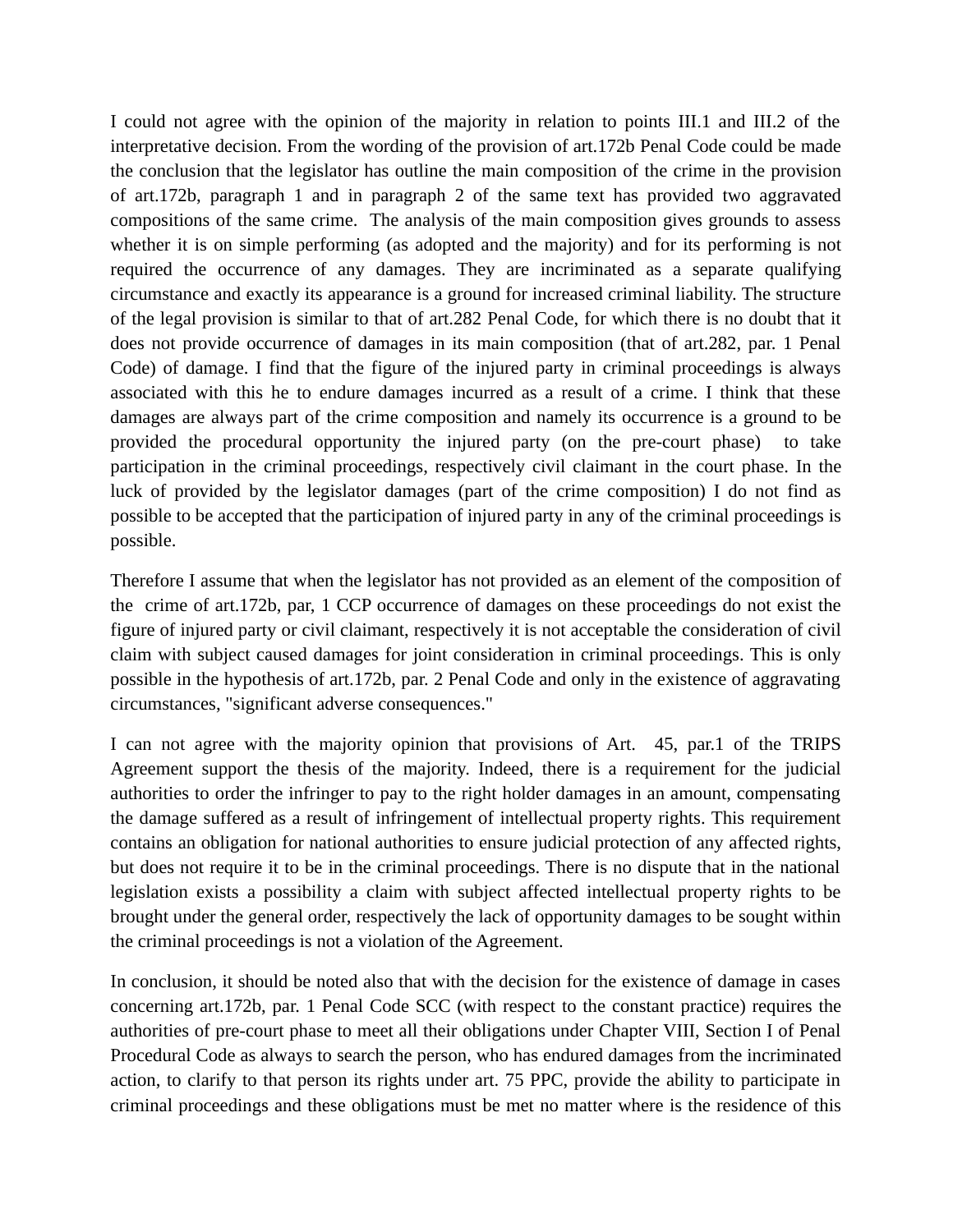I could not agree with the opinion of the majority in relation to points III.1 and III.2 of the interpretative decision. From the wording of the provision of art.172b Penal Code could be made the conclusion that the legislator has outline the main composition of the crime in the provision of art.172b, paragraph 1 and in paragraph 2 of the same text has provided two aggravated compositions of the same crime. The analysis of the main composition gives grounds to assess whether it is on simple performing (as adopted and the majority) and for its performing is not required the occurrence of any damages. They are incriminated as a separate qualifying circumstance and exactly its appearance is a ground for increased criminal liability. The structure of the legal provision is similar to that of art.282 Penal Code, for which there is no doubt that it does not provide occurrence of damages in its main composition (that of art.282, par. 1 Penal Code) of damage. I find that the figure of the injured party in criminal proceedings is always associated with this he to endure damages incurred as a result of a crime. I think that these damages are always part of the crime composition and namely its occurrence is a ground to be provided the procedural opportunity the injured party (on the pre-court phase) to take participation in the criminal proceedings, respectively civil claimant in the court phase. In the luck of provided by the legislator damages (part of the crime composition) I do not find as possible to be accepted that the participation of injured party in any of the criminal proceedings is possible.

Therefore I assume that when the legislator has not provided as an element of the composition of the crime of art.172b, par, 1 CCP occurrence of damages on these proceedings do not exist the figure of injured party or civil claimant, respectively it is not acceptable the consideration of civil claim with subject caused damages for joint consideration in criminal proceedings. This is only possible in the hypothesis of art.172b, par. 2 Penal Code and only in the existence of aggravating circumstances, "significant adverse consequences."

I can not agree with the majority opinion that provisions of Art. 45, par.1 of the TRIPS Agreement support the thesis of the majority. Indeed, there is a requirement for the judicial authorities to order the infringer to pay to the right holder damages in an amount, compensating the damage suffered as a result of infringement of intellectual property rights. This requirement contains an obligation for national authorities to ensure judicial protection of any affected rights, but does not require it to be in the criminal proceedings. There is no dispute that in the national legislation exists a possibility a claim with subject affected intellectual property rights to be brought under the general order, respectively the lack of opportunity damages to be sought within the criminal proceedings is not a violation of the Agreement.

In conclusion, it should be noted also that with the decision for the existence of damage in cases concerning art.172b, par. 1 Penal Code SCC (with respect to the constant practice) requires the authorities of pre-court phase to meet all their obligations under Chapter VIII, Section I of Penal Procedural Code as always to search the person, who has endured damages from the incriminated action, to clarify to that person its rights under art. 75 PPC, provide the ability to participate in criminal proceedings and these obligations must be met no matter where is the residence of this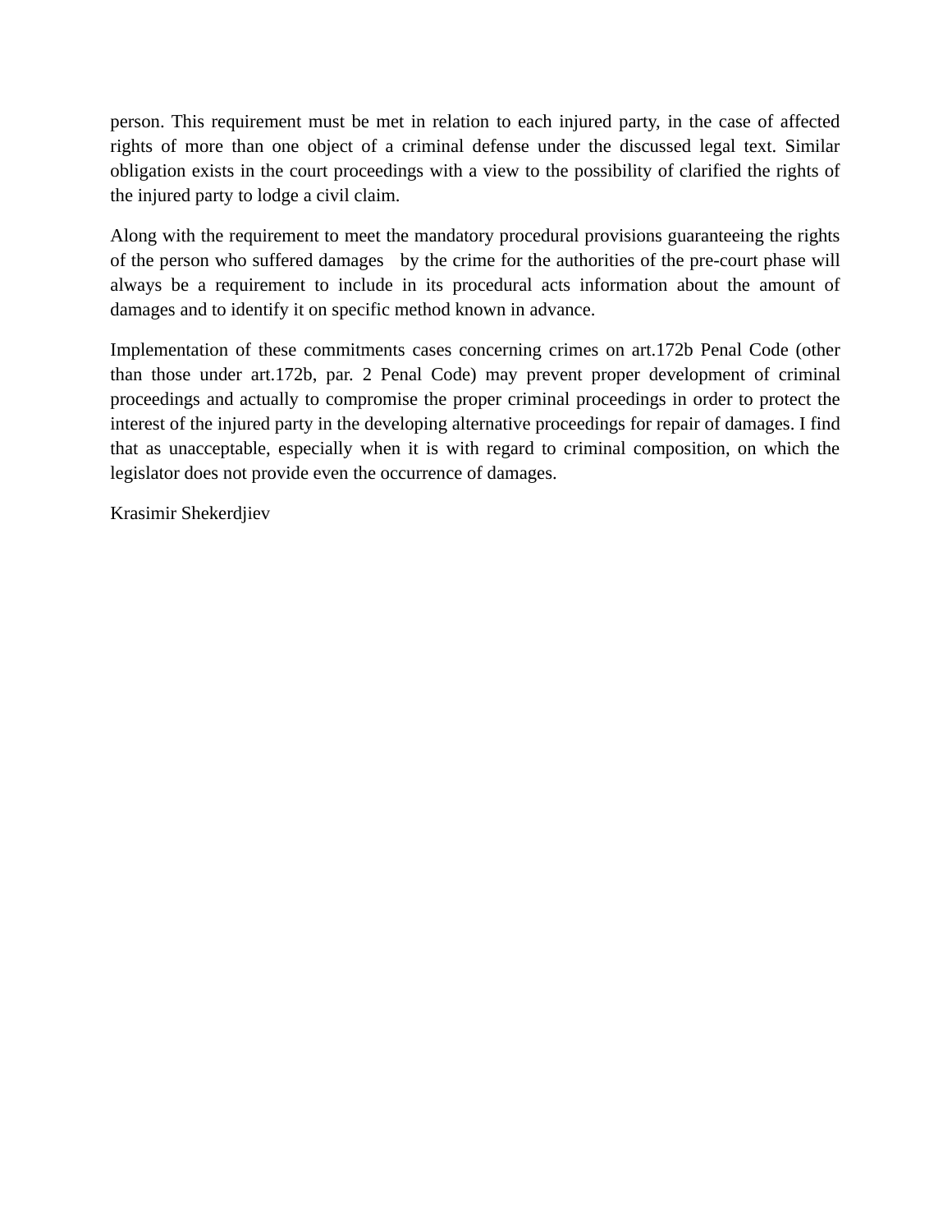person. This requirement must be met in relation to each injured party, in the case of affected rights of more than one object of a criminal defense under the discussed legal text. Similar obligation exists in the court proceedings with a view to the possibility of clarified the rights of the injured party to lodge a civil claim.

Along with the requirement to meet the mandatory procedural provisions guaranteeing the rights of the person who suffered damages by the crime for the authorities of the pre-court phase will always be a requirement to include in its procedural acts information about the amount of damages and to identify it on specific method known in advance.

Implementation of these commitments cases concerning crimes on art.172b Penal Code (other than those under art.172b, par. 2 Penal Code) may prevent proper development of criminal proceedings and actually to compromise the proper criminal proceedings in order to protect the interest of the injured party in the developing alternative proceedings for repair of damages. I find that as unacceptable, especially when it is with regard to criminal composition, on which the legislator does not provide even the occurrence of damages.

Krasimir Shekerdjiev